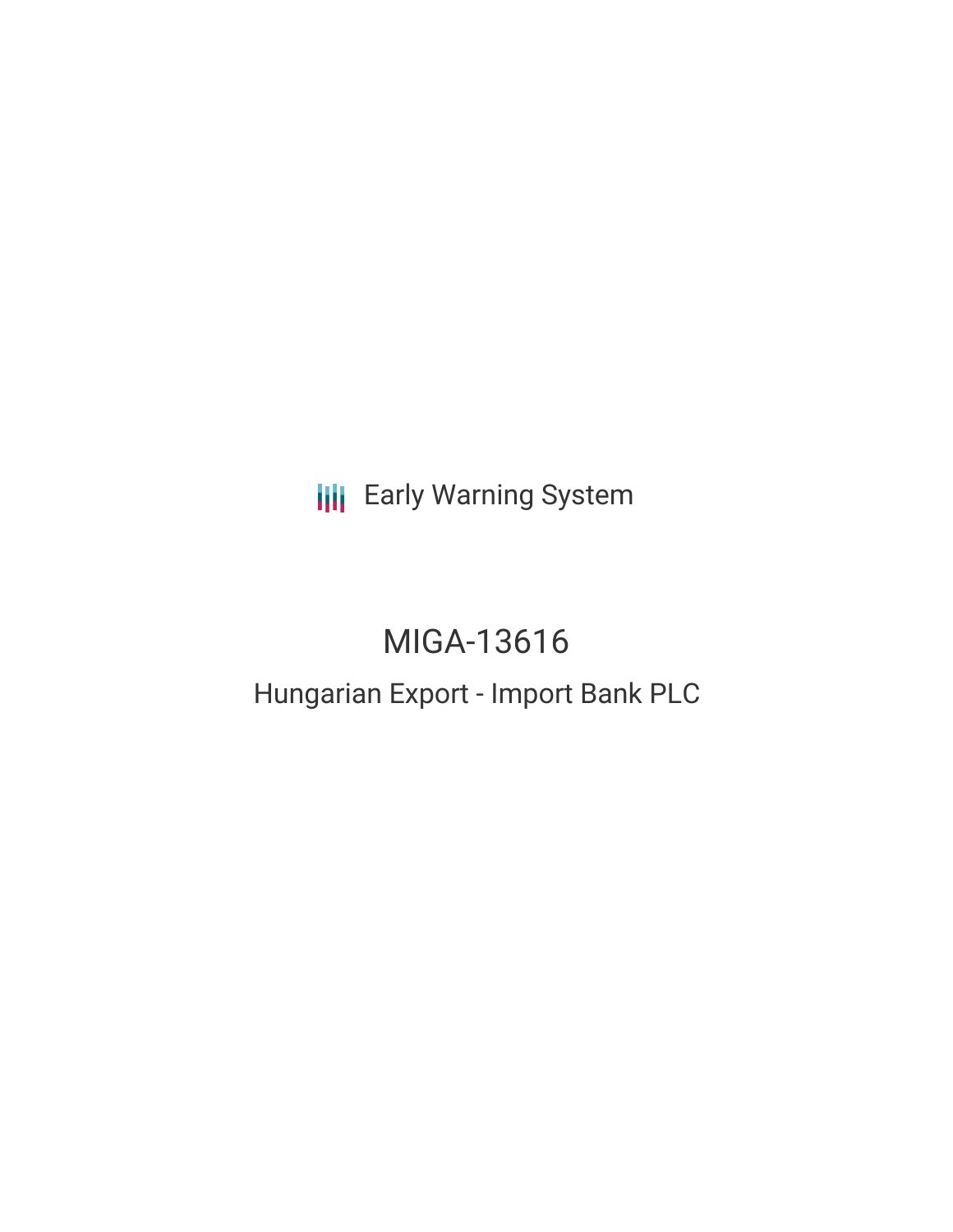Early Warning System

# MIGA-13616

## Hungarian Export - Import Bank PLC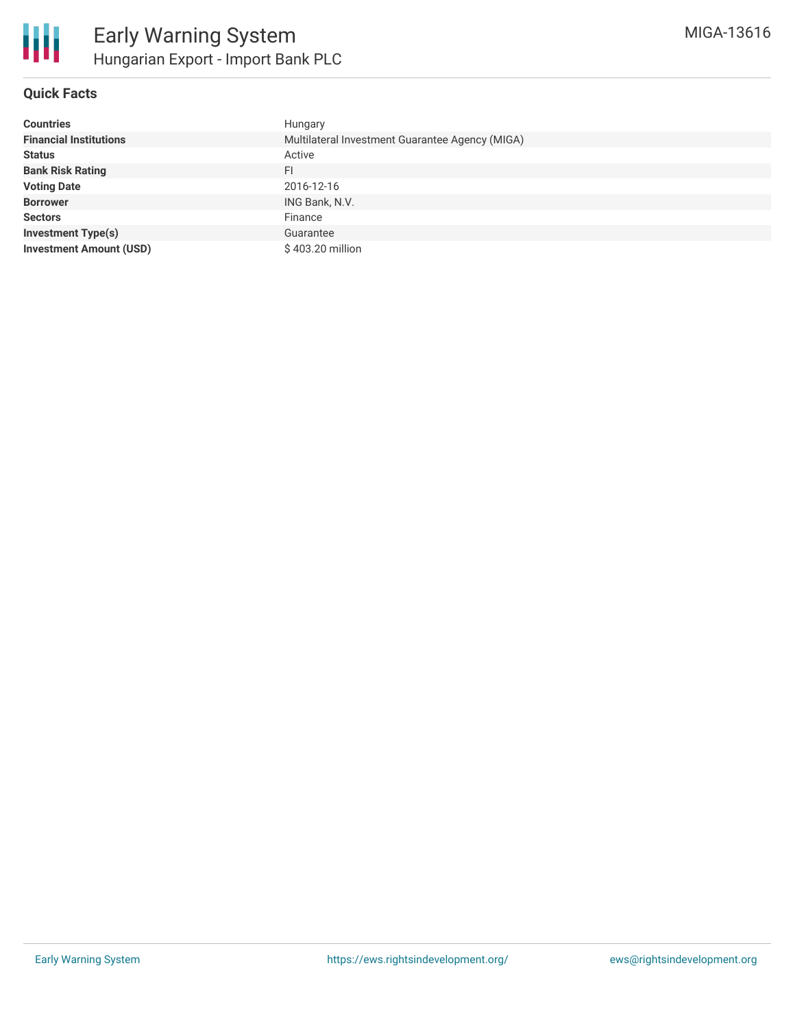# Early Warning System

## Hungarian Export - Import Bank PLC

MIGA-13616

### Quick Facts

| | |
|---|---|
| **Countries** | Hungary |
| **Financial Institutions** | Multilateral Investment Guarantee Agency (MIGA) |
| **Status** | Active |
| **Bank Risk Rating** | FI |
| **Voting Date** | 2016-12-16 |
| **Borrower** | ING Bank, N.V. |
| **Sectors** | Finance |
| **Investment Type(s)** | Guarantee |
| **Investment Amount (USD)** | $ 403.20 million |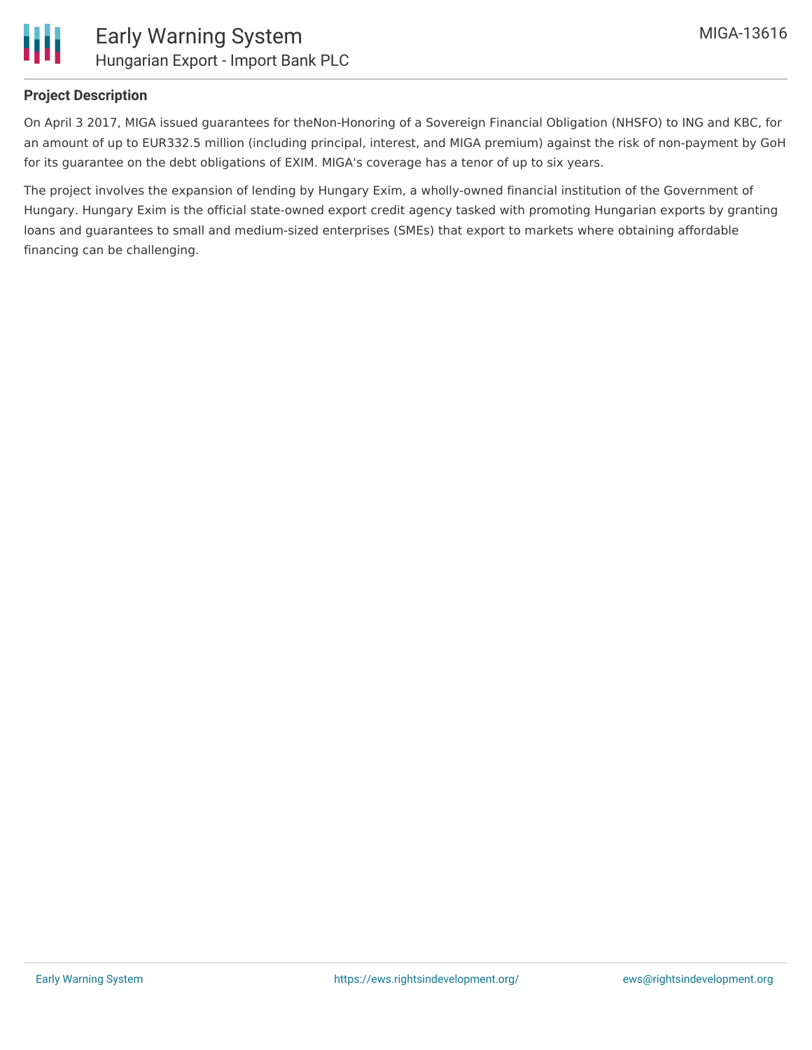## Project Description

On April 3 2017, MIGA issued guarantees for theNon-Honoring of a Sovereign Financial Obligation (NHSFO) to ING and KBC, for an amount of up to EUR332.5 million (including principal, interest, and MIGA premium) against the risk of non-payment by GoH for its guarantee on the debt obligations of EXIM. MIGA's coverage has a tenor of up to six years.

The project involves the expansion of lending by Hungary Exim, a wholly-owned financial institution of the Government of Hungary. Hungary Exim is the official state-owned export credit agency tasked with promoting Hungarian exports by granting loans and guarantees to small and medium-sized enterprises (SMEs) that export to markets where obtaining affordable financing can be challenging.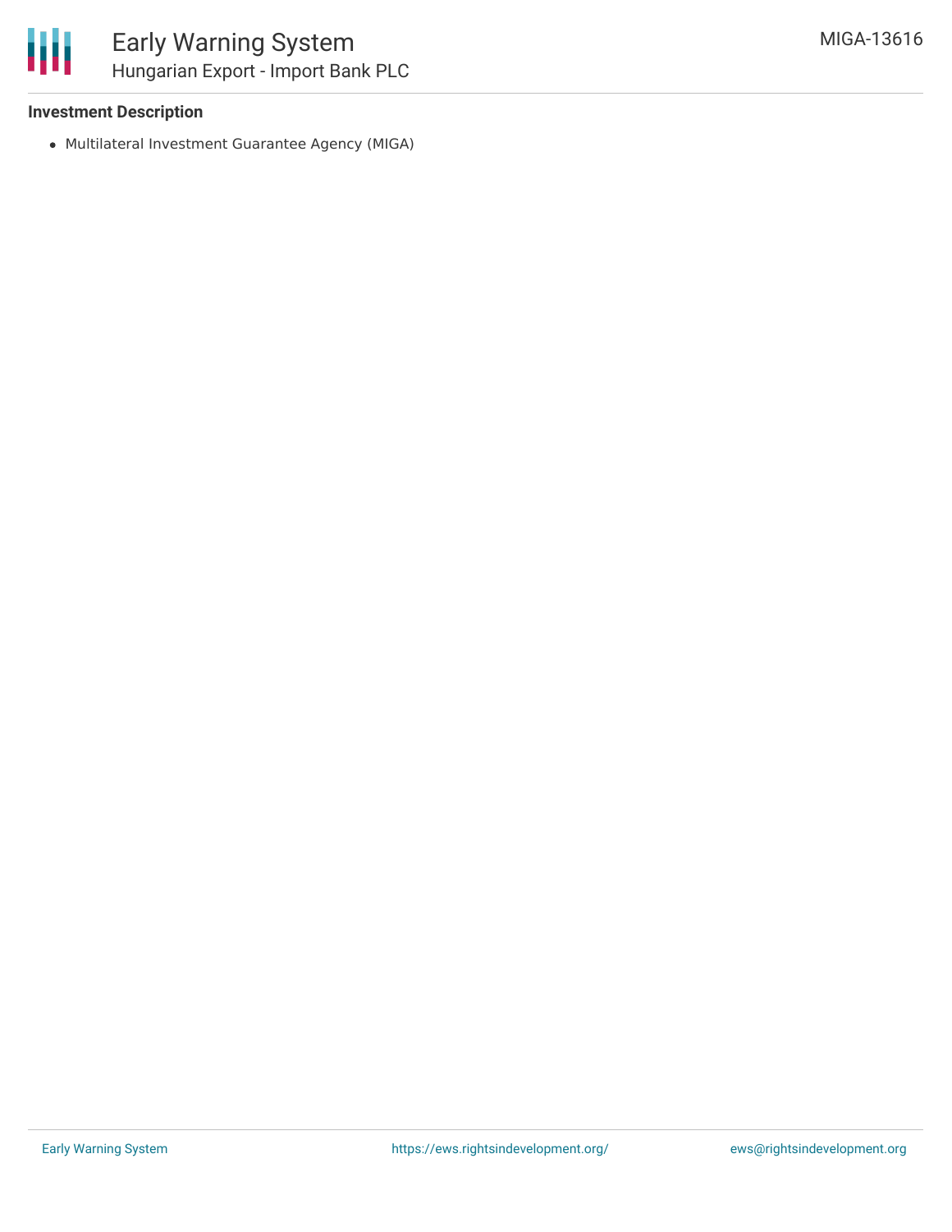**Investment Description**

- Multilateral Investment Guarantee Agency (MIGA)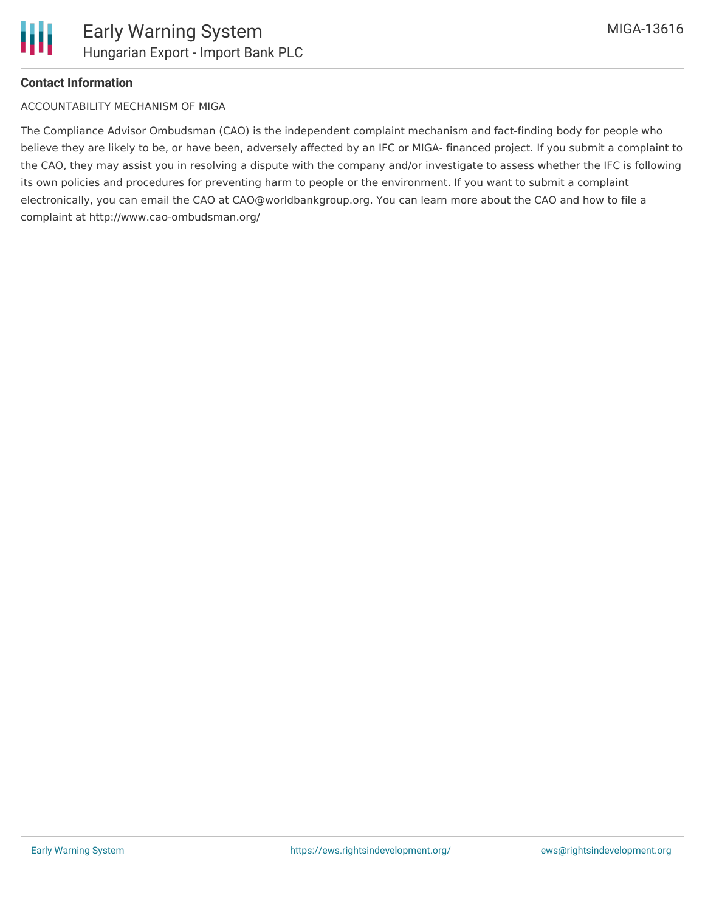**Contact Information**

ACCOUNTABILITY MECHANISM OF MIGA

The Compliance Advisor Ombudsman (CAO) is the independent complaint mechanism and fact-finding body for people who believe they are likely to be, or have been, adversely affected by an IFC or MIGA- financed project. If you submit a complaint to the CAO, they may assist you in resolving a dispute with the company and/or investigate to assess whether the IFC is following its own policies and procedures for preventing harm to people or the environment. If you want to submit a complaint electronically, you can email the CAO at CAO@worldbankgroup.org. You can learn more about the CAO and how to file a complaint at http://www.cao-ombudsman.org/